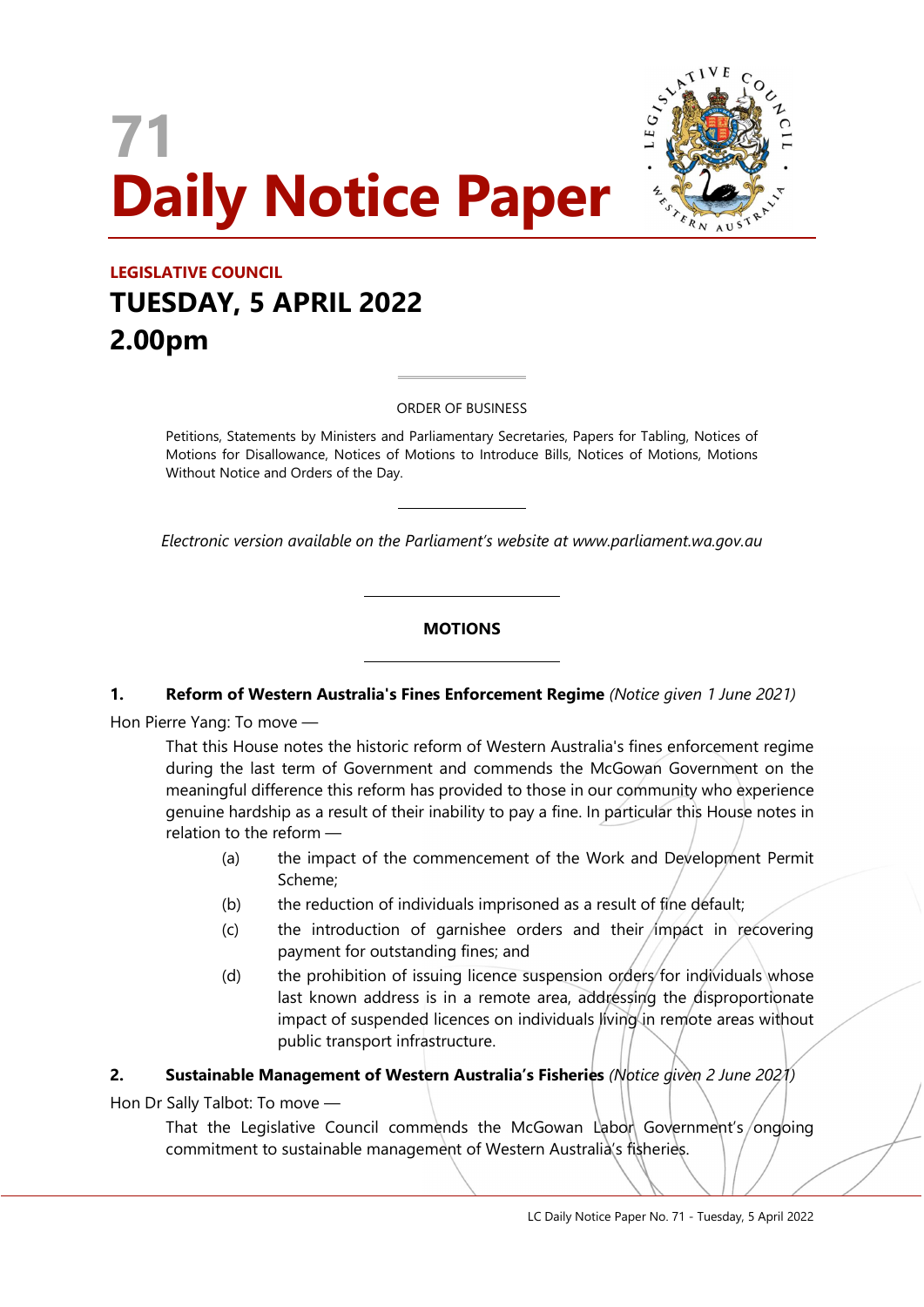# 71
# Daily Notice Paper

**LEGISLATIVE COUNCIL**

## TUESDAY, 5 APRIL 2022
## 2.00pm

ORDER OF BUSINESS

Petitions, Statements by Ministers and Parliamentary Secretaries, Papers for Tabling, Notices of Motions for Disallowance, Notices of Motions to Introduce Bills, Notices of Motions, Motions Without Notice and Orders of the Day.

*Electronic version available on the Parliament's website at www.parliament.wa.gov.au*

### MOTIONS

**1. Reform of Western Australia's Fines Enforcement Regime** *(Notice given 1 June 2021)*

Hon Pierre Yang: To move —

That this House notes the historic reform of Western Australia's fines enforcement regime during the last term of Government and commends the McGowan Government on the meaningful difference this reform has provided to those in our community who experience genuine hardship as a result of their inability to pay a fine. In particular this House notes in relation to the reform —

(a) the impact of the commencement of the Work and Development Permit Scheme;

(b) the reduction of individuals imprisoned as a result of fine default;

(c) the introduction of garnishee orders and their impact in recovering payment for outstanding fines; and

(d) the prohibition of issuing licence suspension orders for individuals whose last known address is in a remote area, addressing the disproportionate impact of suspended licences on individuals living in remote areas without public transport infrastructure.

**2. Sustainable Management of Western Australia's Fisheries** *(Notice given 2 June 2021)*

Hon Dr Sally Talbot: To move —

That the Legislative Council commends the McGowan Labor Government's ongoing commitment to sustainable management of Western Australia's fisheries.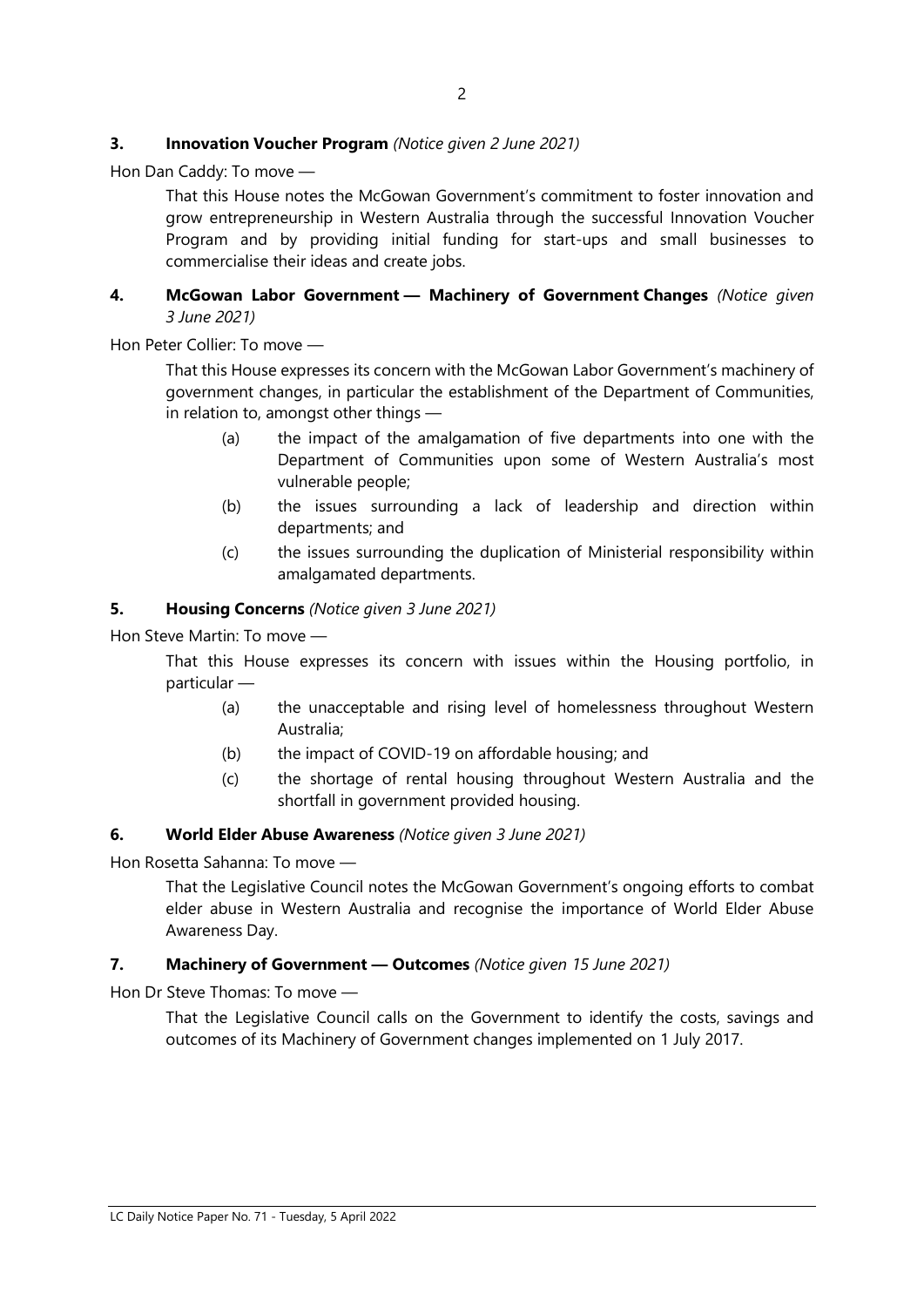**3. Innovation Voucher Program** *(Notice given 2 June 2021)*

Hon Dan Caddy: To move —

That this House notes the McGowan Government's commitment to foster innovation and grow entrepreneurship in Western Australia through the successful Innovation Voucher Program and by providing initial funding for start-ups and small businesses to commercialise their ideas and create jobs.

**4. McGowan Labor Government — Machinery of Government Changes** *(Notice given 3 June 2021)*

Hon Peter Collier: To move —

That this House expresses its concern with the McGowan Labor Government's machinery of government changes, in particular the establishment of the Department of Communities, in relation to, amongst other things —

(a) the impact of the amalgamation of five departments into one with the Department of Communities upon some of Western Australia's most vulnerable people;

(b) the issues surrounding a lack of leadership and direction within departments; and

(c) the issues surrounding the duplication of Ministerial responsibility within amalgamated departments.

**5. Housing Concerns** *(Notice given 3 June 2021)*

Hon Steve Martin: To move —

That this House expresses its concern with issues within the Housing portfolio, in particular —

(a) the unacceptable and rising level of homelessness throughout Western Australia;

(b) the impact of COVID-19 on affordable housing; and

(c) the shortage of rental housing throughout Western Australia and the shortfall in government provided housing.

**6. World Elder Abuse Awareness** *(Notice given 3 June 2021)*

Hon Rosetta Sahanna: To move —

That the Legislative Council notes the McGowan Government's ongoing efforts to combat elder abuse in Western Australia and recognise the importance of World Elder Abuse Awareness Day.

**7. Machinery of Government — Outcomes** *(Notice given 15 June 2021)*

Hon Dr Steve Thomas: To move —

That the Legislative Council calls on the Government to identify the costs, savings and outcomes of its Machinery of Government changes implemented on 1 July 2017.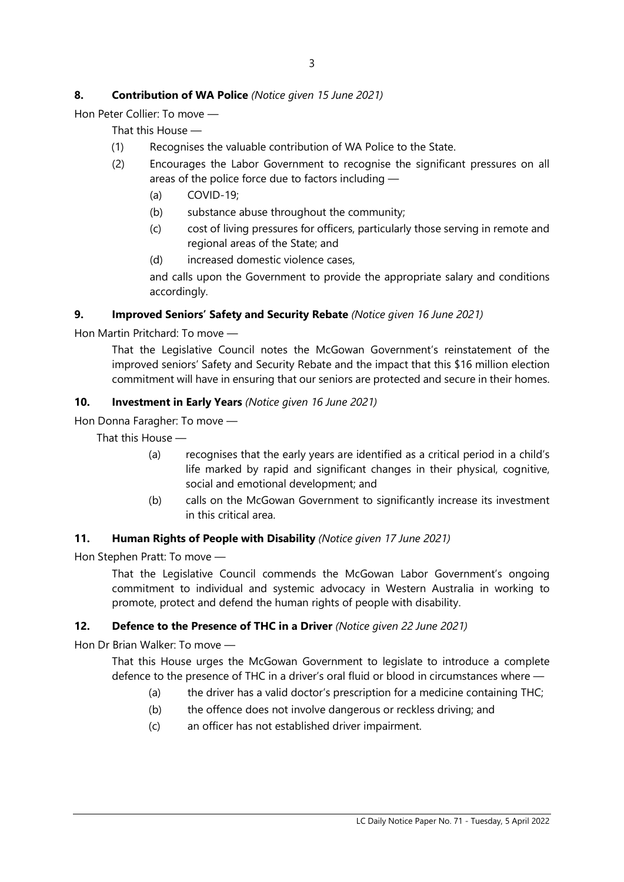### 8. Contribution of WA Police *(Notice given 15 June 2021)*

Hon Peter Collier: To move —

That this House —

(1) Recognises the valuable contribution of WA Police to the State.

(2) Encourages the Labor Government to recognise the significant pressures on all areas of the police force due to factors including —

(a) COVID-19;

(b) substance abuse throughout the community;

(c) cost of living pressures for officers, particularly those serving in remote and regional areas of the State; and

(d) increased domestic violence cases,

and calls upon the Government to provide the appropriate salary and conditions accordingly.

### 9. Improved Seniors' Safety and Security Rebate *(Notice given 16 June 2021)*

Hon Martin Pritchard: To move —

That the Legislative Council notes the McGowan Government's reinstatement of the improved seniors' Safety and Security Rebate and the impact that this $16 million election commitment will have in ensuring that our seniors are protected and secure in their homes.

### 10. Investment in Early Years *(Notice given 16 June 2021)*

Hon Donna Faragher: To move —

That this House —

(a) recognises that the early years are identified as a critical period in a child's life marked by rapid and significant changes in their physical, cognitive, social and emotional development; and

(b) calls on the McGowan Government to significantly increase its investment in this critical area.

### 11. Human Rights of People with Disability *(Notice given 17 June 2021)*

Hon Stephen Pratt: To move —

That the Legislative Council commends the McGowan Labor Government's ongoing commitment to individual and systemic advocacy in Western Australia in working to promote, protect and defend the human rights of people with disability.

### 12. Defence to the Presence of THC in a Driver *(Notice given 22 June 2021)*

Hon Dr Brian Walker: To move —

That this House urges the McGowan Government to legislate to introduce a complete defence to the presence of THC in a driver's oral fluid or blood in circumstances where —

(a) the driver has a valid doctor's prescription for a medicine containing THC;

(b) the offence does not involve dangerous or reckless driving; and

(c) an officer has not established driver impairment.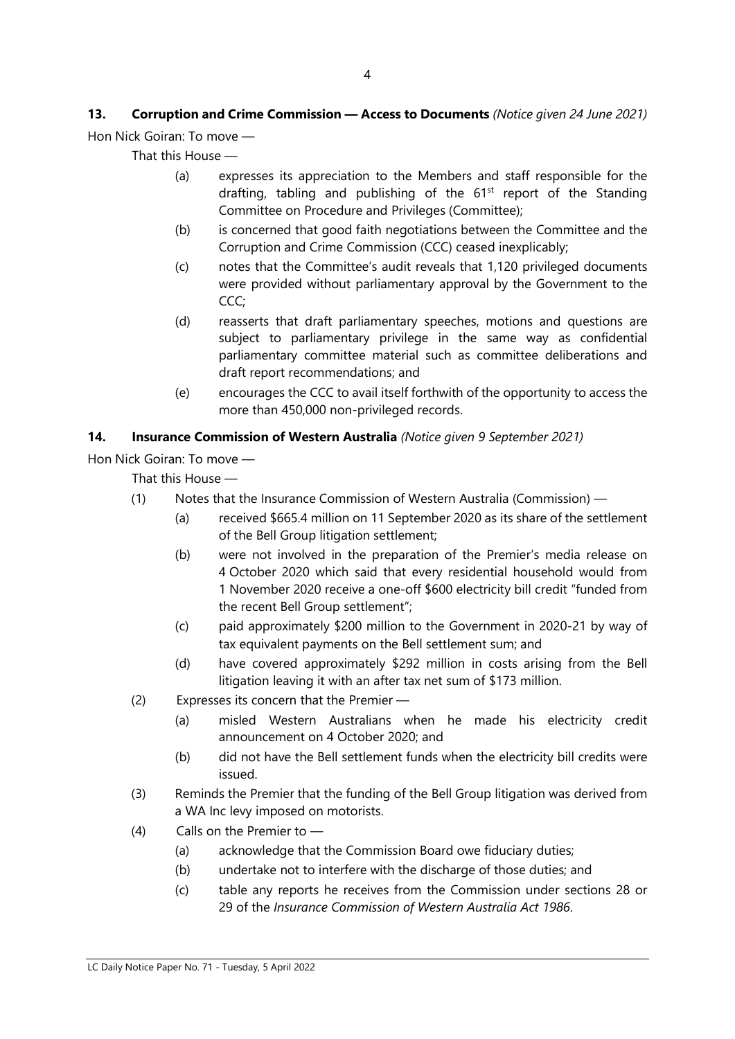### 13. Corruption and Crime Commission — Access to Documents *(Notice given 24 June 2021)*

Hon Nick Goiran: To move —

That this House —

(a) expresses its appreciation to the Members and staff responsible for the drafting, tabling and publishing of the 61st report of the Standing Committee on Procedure and Privileges (Committee);

(b) is concerned that good faith negotiations between the Committee and the Corruption and Crime Commission (CCC) ceased inexplicably;

(c) notes that the Committee's audit reveals that 1,120 privileged documents were provided without parliamentary approval by the Government to the CCC;

(d) reasserts that draft parliamentary speeches, motions and questions are subject to parliamentary privilege in the same way as confidential parliamentary committee material such as committee deliberations and draft report recommendations; and

(e) encourages the CCC to avail itself forthwith of the opportunity to access the more than 450,000 non-privileged records.

### 14. Insurance Commission of Western Australia *(Notice given 9 September 2021)*

Hon Nick Goiran: To move —

That this House —

(1) Notes that the Insurance Commission of Western Australia (Commission) —

(a) received $665.4 million on 11 September 2020 as its share of the settlement of the Bell Group litigation settlement;

(b) were not involved in the preparation of the Premier's media release on 4 October 2020 which said that every residential household would from 1 November 2020 receive a one-off $600 electricity bill credit "funded from the recent Bell Group settlement";

(c) paid approximately $200 million to the Government in 2020-21 by way of tax equivalent payments on the Bell settlement sum; and

(d) have covered approximately $292 million in costs arising from the Bell litigation leaving it with an after tax net sum of $173 million.

(2) Expresses its concern that the Premier —

(a) misled Western Australians when he made his electricity credit announcement on 4 October 2020; and

(b) did not have the Bell settlement funds when the electricity bill credits were issued.

(3) Reminds the Premier that the funding of the Bell Group litigation was derived from a WA Inc levy imposed on motorists.

(4) Calls on the Premier to —

(a) acknowledge that the Commission Board owe fiduciary duties;

(b) undertake not to interfere with the discharge of those duties; and

(c) table any reports he receives from the Commission under sections 28 or 29 of the *Insurance Commission of Western Australia Act 1986*.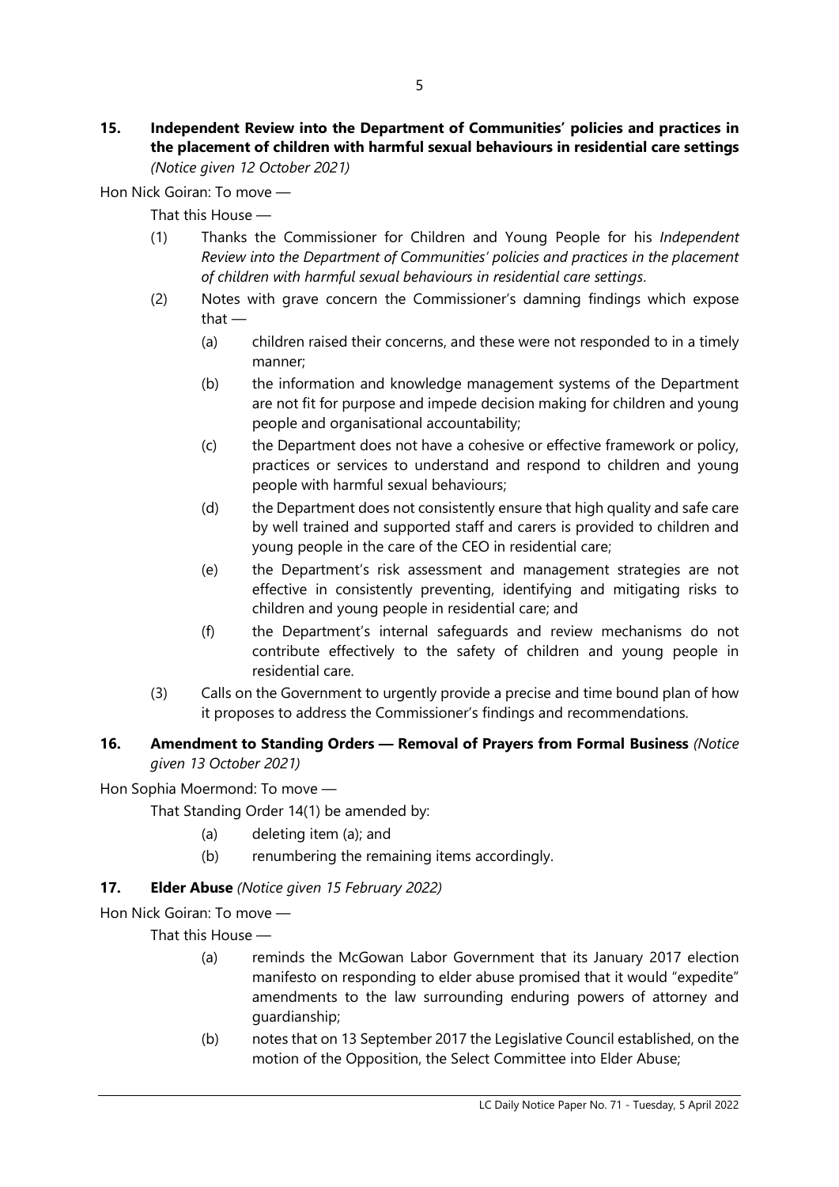**15. Independent Review into the Department of Communities' policies and practices in the placement of children with harmful sexual behaviours in residential care settings** *(Notice given 12 October 2021)*

Hon Nick Goiran: To move —

That this House —

(1) Thanks the Commissioner for Children and Young People for his *Independent Review into the Department of Communities' policies and practices in the placement of children with harmful sexual behaviours in residential care settings*.

(2) Notes with grave concern the Commissioner's damning findings which expose that —

(a) children raised their concerns, and these were not responded to in a timely manner;

(b) the information and knowledge management systems of the Department are not fit for purpose and impede decision making for children and young people and organisational accountability;

(c) the Department does not have a cohesive or effective framework or policy, practices or services to understand and respond to children and young people with harmful sexual behaviours;

(d) the Department does not consistently ensure that high quality and safe care by well trained and supported staff and carers is provided to children and young people in the care of the CEO in residential care;

(e) the Department's risk assessment and management strategies are not effective in consistently preventing, identifying and mitigating risks to children and young people in residential care; and

(f) the Department's internal safeguards and review mechanisms do not contribute effectively to the safety of children and young people in residential care.

(3) Calls on the Government to urgently provide a precise and time bound plan of how it proposes to address the Commissioner's findings and recommendations.

**16. Amendment to Standing Orders — Removal of Prayers from Formal Business** *(Notice given 13 October 2021)*

Hon Sophia Moermond: To move —

That Standing Order 14(1) be amended by:

(a) deleting item (a); and

(b) renumbering the remaining items accordingly.

**17. Elder Abuse** *(Notice given 15 February 2022)*

Hon Nick Goiran: To move —

That this House —

(a) reminds the McGowan Labor Government that its January 2017 election manifesto on responding to elder abuse promised that it would "expedite" amendments to the law surrounding enduring powers of attorney and guardianship;

(b) notes that on 13 September 2017 the Legislative Council established, on the motion of the Opposition, the Select Committee into Elder Abuse;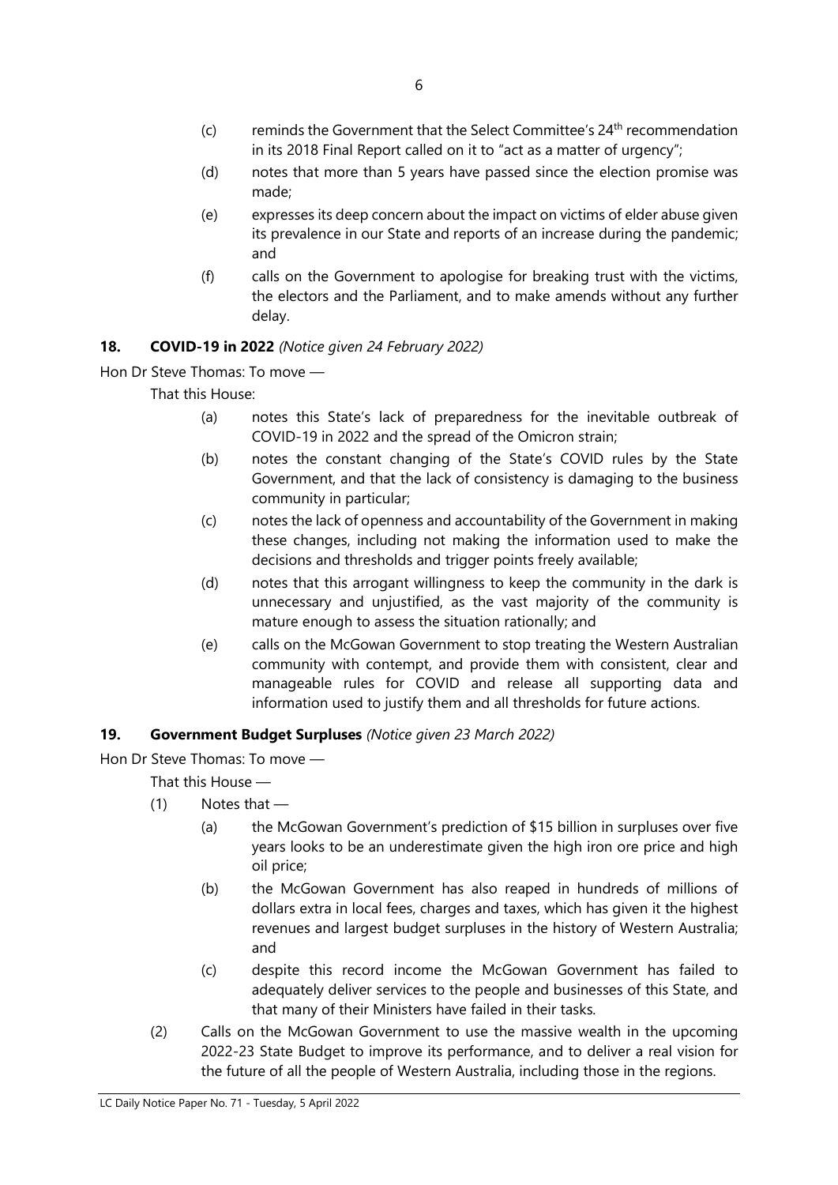(c) reminds the Government that the Select Committee's 24th recommendation in its 2018 Final Report called on it to "act as a matter of urgency";

(d) notes that more than 5 years have passed since the election promise was made;

(e) expresses its deep concern about the impact on victims of elder abuse given its prevalence in our State and reports of an increase during the pandemic; and

(f) calls on the Government to apologise for breaking trust with the victims, the electors and the Parliament, and to make amends without any further delay.

### 18. COVID-19 in 2022 *(Notice given 24 February 2022)*

Hon Dr Steve Thomas: To move —

That this House:

(a) notes this State's lack of preparedness for the inevitable outbreak of COVID-19 in 2022 and the spread of the Omicron strain;

(b) notes the constant changing of the State's COVID rules by the State Government, and that the lack of consistency is damaging to the business community in particular;

(c) notes the lack of openness and accountability of the Government in making these changes, including not making the information used to make the decisions and thresholds and trigger points freely available;

(d) notes that this arrogant willingness to keep the community in the dark is unnecessary and unjustified, as the vast majority of the community is mature enough to assess the situation rationally; and

(e) calls on the McGowan Government to stop treating the Western Australian community with contempt, and provide them with consistent, clear and manageable rules for COVID and release all supporting data and information used to justify them and all thresholds for future actions.

### 19. Government Budget Surpluses *(Notice given 23 March 2022)*

Hon Dr Steve Thomas: To move —

That this House —

(1) Notes that —

(a) the McGowan Government's prediction of $15 billion in surpluses over five years looks to be an underestimate given the high iron ore price and high oil price;

(b) the McGowan Government has also reaped in hundreds of millions of dollars extra in local fees, charges and taxes, which has given it the highest revenues and largest budget surpluses in the history of Western Australia; and

(c) despite this record income the McGowan Government has failed to adequately deliver services to the people and businesses of this State, and that many of their Ministers have failed in their tasks.

(2) Calls on the McGowan Government to use the massive wealth in the upcoming 2022-23 State Budget to improve its performance, and to deliver a real vision for the future of all the people of Western Australia, including those in the regions.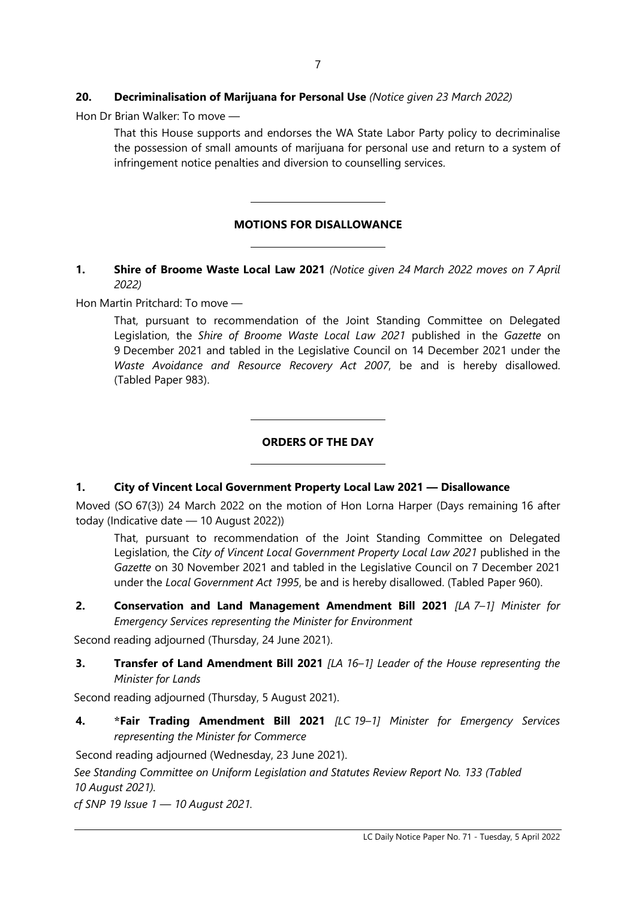**20. Decriminalisation of Marijuana for Personal Use** *(Notice given 23 March 2022)*

Hon Dr Brian Walker: To move —

> That this House supports and endorses the WA State Labor Party policy to decriminalise the possession of small amounts of marijuana for personal use and return to a system of infringement notice penalties and diversion to counselling services.

---

## MOTIONS FOR DISALLOWANCE

---

**1. Shire of Broome Waste Local Law 2021** *(Notice given 24 March 2022 moves on 7 April 2022)*

Hon Martin Pritchard: To move —

> That, pursuant to recommendation of the Joint Standing Committee on Delegated Legislation, the *Shire of Broome Waste Local Law 2021* published in the *Gazette* on 9 December 2021 and tabled in the Legislative Council on 14 December 2021 under the *Waste Avoidance and Resource Recovery Act 2007*, be and is hereby disallowed. (Tabled Paper 983).

---

## ORDERS OF THE DAY

---

**1. City of Vincent Local Government Property Local Law 2021 — Disallowance**

Moved (SO 67(3)) 24 March 2022 on the motion of Hon Lorna Harper (Days remaining 16 after today (Indicative date — 10 August 2022))

> That, pursuant to recommendation of the Joint Standing Committee on Delegated Legislation, the *City of Vincent Local Government Property Local Law 2021* published in the *Gazette* on 30 November 2021 and tabled in the Legislative Council on 7 December 2021 under the *Local Government Act 1995*, be and is hereby disallowed. (Tabled Paper 960).

**2. Conservation and Land Management Amendment Bill 2021** *[LA 7–1] Minister for Emergency Services representing the Minister for Environment*

Second reading adjourned (Thursday, 24 June 2021).

**3. Transfer of Land Amendment Bill 2021** *[LA 16–1] Leader of the House representing the Minister for Lands*

Second reading adjourned (Thursday, 5 August 2021).

**4. *Fair Trading Amendment Bill 2021** *[LC 19–1] Minister for Emergency Services representing the Minister for Commerce*

Second reading adjourned (Wednesday, 23 June 2021).

*See Standing Committee on Uniform Legislation and Statutes Review Report No. 133 (Tabled 10 August 2021).*

*cf SNP 19 Issue 1 — 10 August 2021.*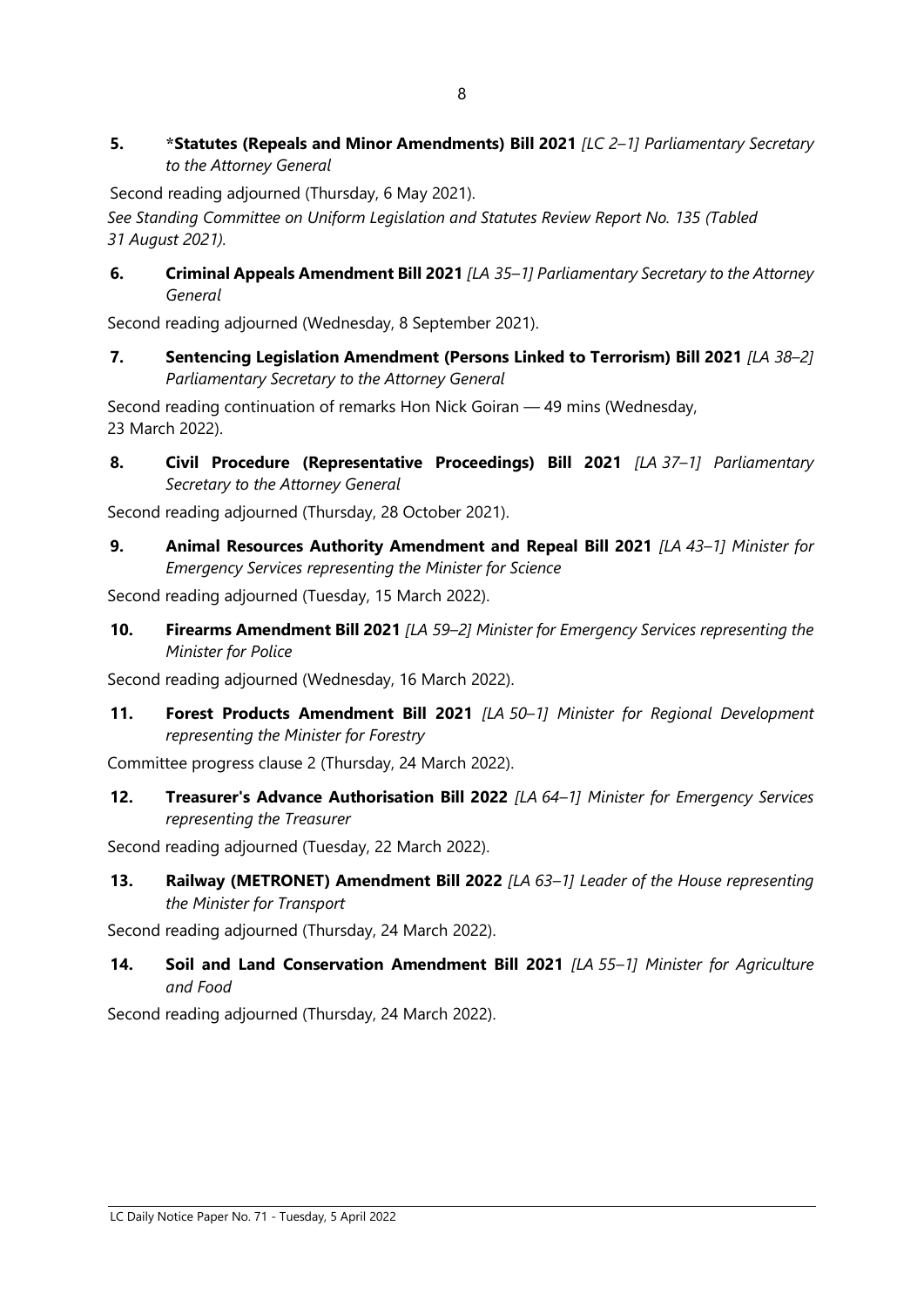**5. \*Statutes (Repeals and Minor Amendments) Bill 2021** *[LC 2–1] Parliamentary Secretary to the Attorney General*

Second reading adjourned (Thursday, 6 May 2021).

*See Standing Committee on Uniform Legislation and Statutes Review Report No. 135 (Tabled 31 August 2021).*

**6. Criminal Appeals Amendment Bill 2021** *[LA 35–1] Parliamentary Secretary to the Attorney General*

Second reading adjourned (Wednesday, 8 September 2021).

**7. Sentencing Legislation Amendment (Persons Linked to Terrorism) Bill 2021** *[LA 38–2] Parliamentary Secretary to the Attorney General*

Second reading continuation of remarks Hon Nick Goiran — 49 mins (Wednesday, 23 March 2022).

**8. Civil Procedure (Representative Proceedings) Bill 2021** *[LA 37–1] Parliamentary Secretary to the Attorney General*

Second reading adjourned (Thursday, 28 October 2021).

**9. Animal Resources Authority Amendment and Repeal Bill 2021** *[LA 43–1] Minister for Emergency Services representing the Minister for Science*

Second reading adjourned (Tuesday, 15 March 2022).

**10. Firearms Amendment Bill 2021** *[LA 59–2] Minister for Emergency Services representing the Minister for Police*

Second reading adjourned (Wednesday, 16 March 2022).

**11. Forest Products Amendment Bill 2021** *[LA 50–1] Minister for Regional Development representing the Minister for Forestry*

Committee progress clause 2 (Thursday, 24 March 2022).

**12. Treasurer's Advance Authorisation Bill 2022** *[LA 64–1] Minister for Emergency Services representing the Treasurer*

Second reading adjourned (Tuesday, 22 March 2022).

**13. Railway (METRONET) Amendment Bill 2022** *[LA 63–1] Leader of the House representing the Minister for Transport*

Second reading adjourned (Thursday, 24 March 2022).

**14. Soil and Land Conservation Amendment Bill 2021** *[LA 55–1] Minister for Agriculture and Food*

Second reading adjourned (Thursday, 24 March 2022).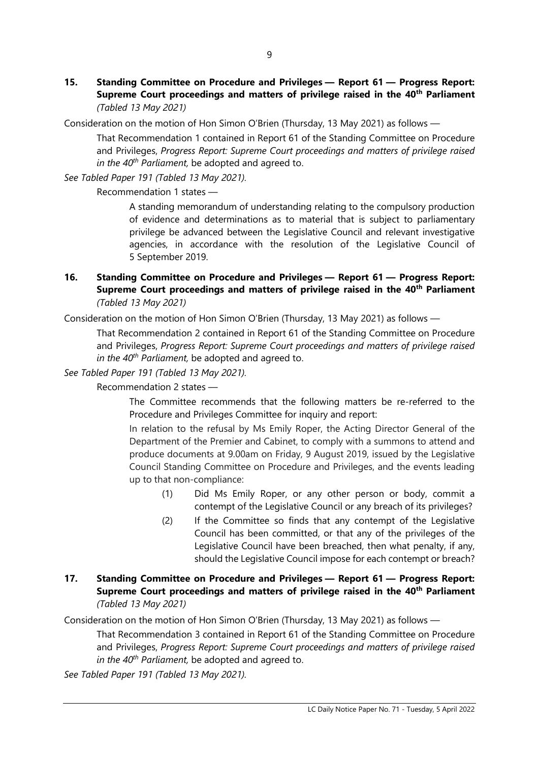**15. Standing Committee on Procedure and Privileges — Report 61 — Progress Report: Supreme Court proceedings and matters of privilege raised in the 40th Parliament** *(Tabled 13 May 2021)*

Consideration on the motion of Hon Simon O'Brien (Thursday, 13 May 2021) as follows —

> That Recommendation 1 contained in Report 61 of the Standing Committee on Procedure and Privileges, *Progress Report: Supreme Court proceedings and matters of privilege raised in the 40th Parliament,* be adopted and agreed to.

*See Tabled Paper 191 (Tabled 13 May 2021).*

Recommendation 1 states —

> A standing memorandum of understanding relating to the compulsory production of evidence and determinations as to material that is subject to parliamentary privilege be advanced between the Legislative Council and relevant investigative agencies, in accordance with the resolution of the Legislative Council of 5 September 2019.

**16. Standing Committee on Procedure and Privileges — Report 61 — Progress Report: Supreme Court proceedings and matters of privilege raised in the 40th Parliament** *(Tabled 13 May 2021)*

Consideration on the motion of Hon Simon O'Brien (Thursday, 13 May 2021) as follows —

> That Recommendation 2 contained in Report 61 of the Standing Committee on Procedure and Privileges, *Progress Report: Supreme Court proceedings and matters of privilege raised in the 40th Parliament,* be adopted and agreed to.

*See Tabled Paper 191 (Tabled 13 May 2021).*

Recommendation 2 states —

> The Committee recommends that the following matters be re-referred to the Procedure and Privileges Committee for inquiry and report:
>
> In relation to the refusal by Ms Emily Roper, the Acting Director General of the Department of the Premier and Cabinet, to comply with a summons to attend and produce documents at 9.00am on Friday, 9 August 2019, issued by the Legislative Council Standing Committee on Procedure and Privileges, and the events leading up to that non-compliance:
>
> (1) Did Ms Emily Roper, or any other person or body, commit a contempt of the Legislative Council or any breach of its privileges?
>
> (2) If the Committee so finds that any contempt of the Legislative Council has been committed, or that any of the privileges of the Legislative Council have been breached, then what penalty, if any, should the Legislative Council impose for each contempt or breach?

**17. Standing Committee on Procedure and Privileges — Report 61 — Progress Report: Supreme Court proceedings and matters of privilege raised in the 40th Parliament** *(Tabled 13 May 2021)*

Consideration on the motion of Hon Simon O'Brien (Thursday, 13 May 2021) as follows —

> That Recommendation 3 contained in Report 61 of the Standing Committee on Procedure and Privileges, *Progress Report: Supreme Court proceedings and matters of privilege raised in the 40th Parliament,* be adopted and agreed to.

*See Tabled Paper 191 (Tabled 13 May 2021).*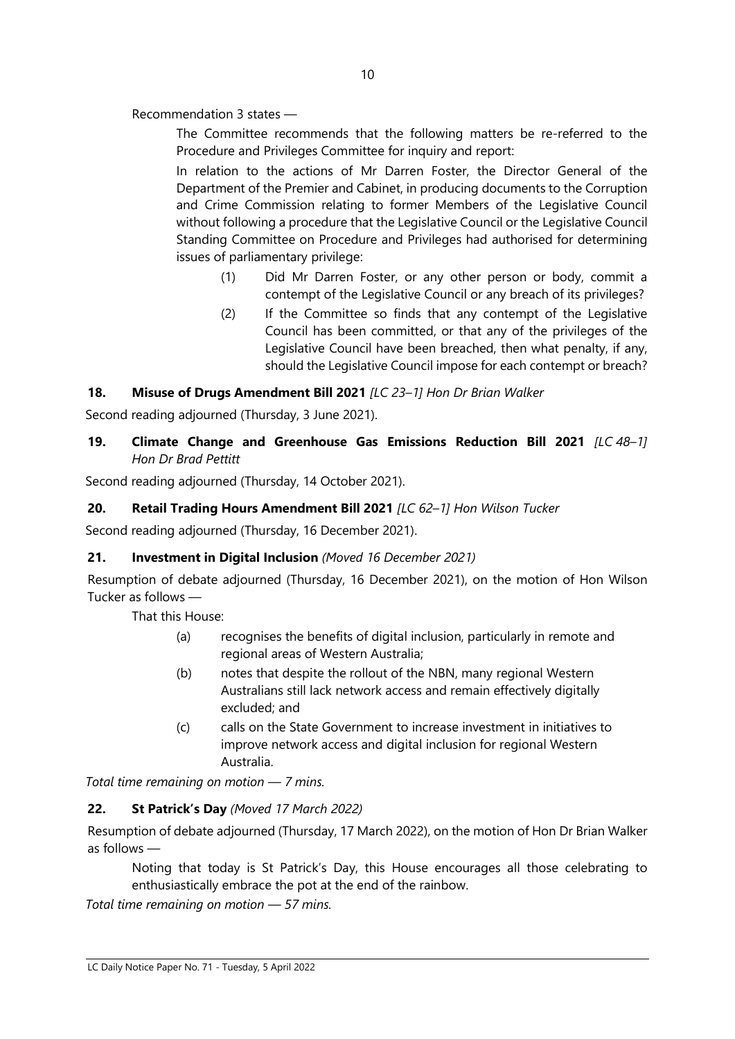Recommendation 3 states —

> The Committee recommends that the following matters be re-referred to the Procedure and Privileges Committee for inquiry and report:
>
> In relation to the actions of Mr Darren Foster, the Director General of the Department of the Premier and Cabinet, in producing documents to the Corruption and Crime Commission relating to former Members of the Legislative Council without following a procedure that the Legislative Council or the Legislative Council Standing Committee on Procedure and Privileges had authorised for determining issues of parliamentary privilege:
>
> (1) Did Mr Darren Foster, or any other person or body, commit a contempt of the Legislative Council or any breach of its privileges?
>
> (2) If the Committee so finds that any contempt of the Legislative Council has been committed, or that any of the privileges of the Legislative Council have been breached, then what penalty, if any, should the Legislative Council impose for each contempt or breach?

**18. Misuse of Drugs Amendment Bill 2021** *[LC 23–1] Hon Dr Brian Walker*

Second reading adjourned (Thursday, 3 June 2021).

**19. Climate Change and Greenhouse Gas Emissions Reduction Bill 2021** *[LC 48–1] Hon Dr Brad Pettitt*

Second reading adjourned (Thursday, 14 October 2021).

**20. Retail Trading Hours Amendment Bill 2021** *[LC 62–1] Hon Wilson Tucker*

Second reading adjourned (Thursday, 16 December 2021).

**21. Investment in Digital Inclusion** *(Moved 16 December 2021)*

Resumption of debate adjourned (Thursday, 16 December 2021), on the motion of Hon Wilson Tucker as follows —

> That this House:
>
> (a) recognises the benefits of digital inclusion, particularly in remote and regional areas of Western Australia;
>
> (b) notes that despite the rollout of the NBN, many regional Western Australians still lack network access and remain effectively digitally excluded; and
>
> (c) calls on the State Government to increase investment in initiatives to improve network access and digital inclusion for regional Western Australia.

*Total time remaining on motion — 7 mins.*

**22. St Patrick's Day** *(Moved 17 March 2022)*

Resumption of debate adjourned (Thursday, 17 March 2022), on the motion of Hon Dr Brian Walker as follows —

> Noting that today is St Patrick's Day, this House encourages all those celebrating to enthusiastically embrace the pot at the end of the rainbow.

*Total time remaining on motion — 57 mins.*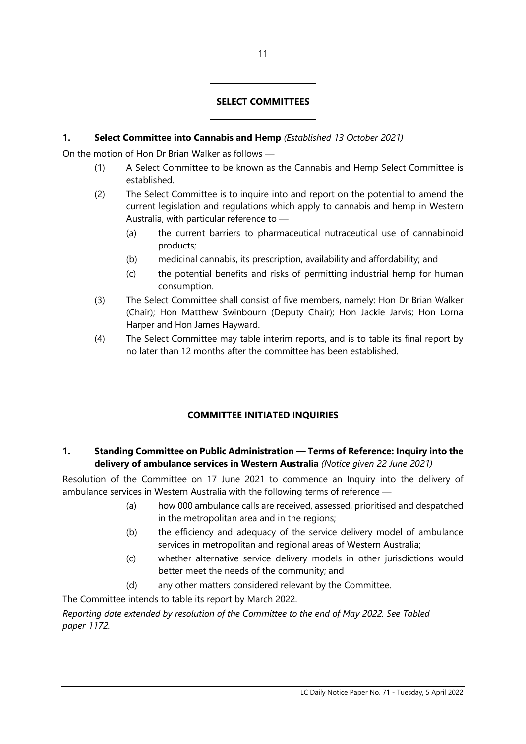## SELECT COMMITTEES

### 1. Select Committee into Cannabis and Hemp *(Established 13 October 2021)*

On the motion of Hon Dr Brian Walker as follows —

(1) A Select Committee to be known as the Cannabis and Hemp Select Committee is established.

(2) The Select Committee is to inquire into and report on the potential to amend the current legislation and regulations which apply to cannabis and hemp in Western Australia, with particular reference to —

   (a) the current barriers to pharmaceutical nutraceutical use of cannabinoid products;

   (b) medicinal cannabis, its prescription, availability and affordability; and

   (c) the potential benefits and risks of permitting industrial hemp for human consumption.

(3) The Select Committee shall consist of five members, namely: Hon Dr Brian Walker (Chair); Hon Matthew Swinbourn (Deputy Chair); Hon Jackie Jarvis; Hon Lorna Harper and Hon James Hayward.

(4) The Select Committee may table interim reports, and is to table its final report by no later than 12 months after the committee has been established.

## COMMITTEE INITIATED INQUIRIES

### 1. Standing Committee on Public Administration — Terms of Reference: Inquiry into the delivery of ambulance services in Western Australia *(Notice given 22 June 2021)*

Resolution of the Committee on 17 June 2021 to commence an Inquiry into the delivery of ambulance services in Western Australia with the following terms of reference —

(a) how 000 ambulance calls are received, assessed, prioritised and despatched in the metropolitan area and in the regions;

(b) the efficiency and adequacy of the service delivery model of ambulance services in metropolitan and regional areas of Western Australia;

(c) whether alternative service delivery models in other jurisdictions would better meet the needs of the community; and

(d) any other matters considered relevant by the Committee.

The Committee intends to table its report by March 2022.

*Reporting date extended by resolution of the Committee to the end of May 2022. See Tabled paper 1172.*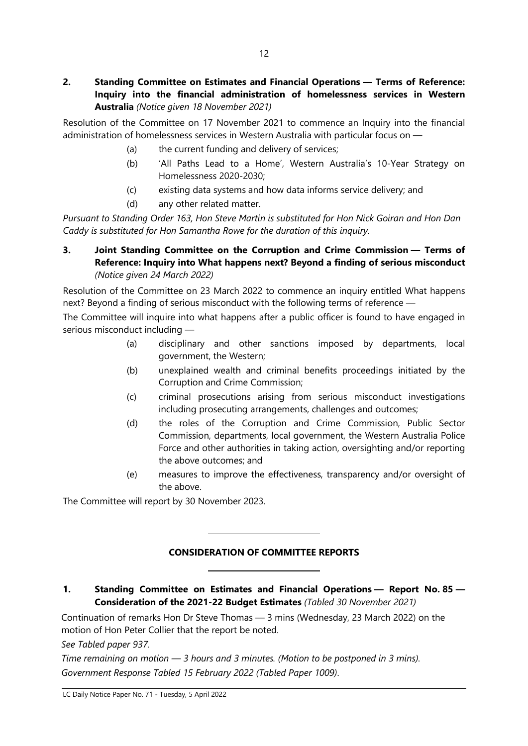**2. Standing Committee on Estimates and Financial Operations — Terms of Reference: Inquiry into the financial administration of homelessness services in Western Australia** *(Notice given 18 November 2021)*

Resolution of the Committee on 17 November 2021 to commence an Inquiry into the financial administration of homelessness services in Western Australia with particular focus on —

(a) the current funding and delivery of services;

(b) 'All Paths Lead to a Home', Western Australia's 10-Year Strategy on Homelessness 2020-2030;

(c) existing data systems and how data informs service delivery; and

(d) any other related matter.

*Pursuant to Standing Order 163, Hon Steve Martin is substituted for Hon Nick Goiran and Hon Dan Caddy is substituted for Hon Samantha Rowe for the duration of this inquiry.*

**3. Joint Standing Committee on the Corruption and Crime Commission — Terms of Reference: Inquiry into What happens next? Beyond a finding of serious misconduct** *(Notice given 24 March 2022)*

Resolution of the Committee on 23 March 2022 to commence an inquiry entitled What happens next? Beyond a finding of serious misconduct with the following terms of reference —

The Committee will inquire into what happens after a public officer is found to have engaged in serious misconduct including —

(a) disciplinary and other sanctions imposed by departments, local government, the Western;

(b) unexplained wealth and criminal benefits proceedings initiated by the Corruption and Crime Commission;

(c) criminal prosecutions arising from serious misconduct investigations including prosecuting arrangements, challenges and outcomes;

(d) the roles of the Corruption and Crime Commission, Public Sector Commission, departments, local government, the Western Australia Police Force and other authorities in taking action, oversighting and/or reporting the above outcomes; and

(e) measures to improve the effectiveness, transparency and/or oversight of the above.

The Committee will report by 30 November 2023.

---

## CONSIDERATION OF COMMITTEE REPORTS

---

**1. Standing Committee on Estimates and Financial Operations — Report No. 85 — Consideration of the 2021-22 Budget Estimates** *(Tabled 30 November 2021)*

Continuation of remarks Hon Dr Steve Thomas — 3 mins (Wednesday, 23 March 2022) on the motion of Hon Peter Collier that the report be noted.

*See Tabled paper 937.*

*Time remaining on motion — 3 hours and 3 minutes. (Motion to be postponed in 3 mins).*

*Government Response Tabled 15 February 2022 (Tabled Paper 1009).*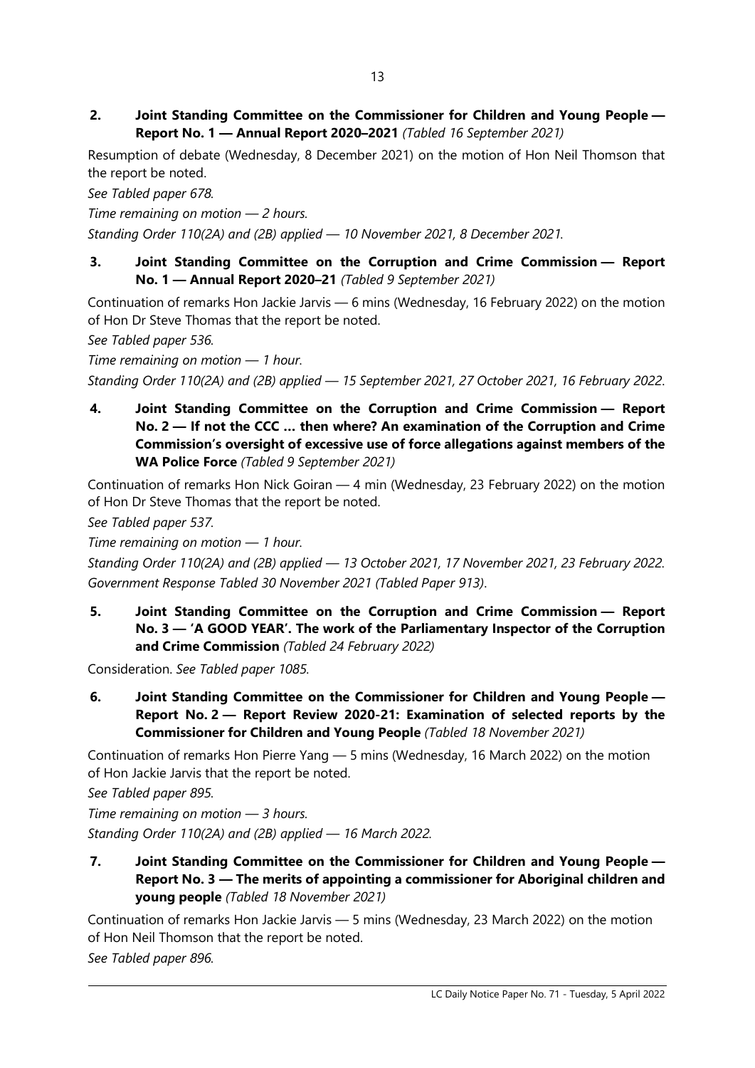**2. Joint Standing Committee on the Commissioner for Children and Young People — Report No. 1 — Annual Report 2020–2021** *(Tabled 16 September 2021)*

Resumption of debate (Wednesday, 8 December 2021) on the motion of Hon Neil Thomson that the report be noted.

*See Tabled paper 678.*

*Time remaining on motion — 2 hours.*

*Standing Order 110(2A) and (2B) applied — 10 November 2021, 8 December 2021.*

**3. Joint Standing Committee on the Corruption and Crime Commission — Report No. 1 — Annual Report 2020–21** *(Tabled 9 September 2021)*

Continuation of remarks Hon Jackie Jarvis — 6 mins (Wednesday, 16 February 2022) on the motion of Hon Dr Steve Thomas that the report be noted.

*See Tabled paper 536.*

*Time remaining on motion — 1 hour.*

*Standing Order 110(2A) and (2B) applied — 15 September 2021, 27 October 2021, 16 February 2022.*

**4. Joint Standing Committee on the Corruption and Crime Commission — Report No. 2 — If not the CCC … then where? An examination of the Corruption and Crime Commission's oversight of excessive use of force allegations against members of the WA Police Force** *(Tabled 9 September 2021)*

Continuation of remarks Hon Nick Goiran — 4 min (Wednesday, 23 February 2022) on the motion of Hon Dr Steve Thomas that the report be noted.

*See Tabled paper 537.*

*Time remaining on motion — 1 hour.*

*Standing Order 110(2A) and (2B) applied — 13 October 2021, 17 November 2021, 23 February 2022.*

*Government Response Tabled 30 November 2021 (Tabled Paper 913).*

**5. Joint Standing Committee on the Corruption and Crime Commission — Report No. 3 — 'A GOOD YEAR'. The work of the Parliamentary Inspector of the Corruption and Crime Commission** *(Tabled 24 February 2022)*

Consideration. *See Tabled paper 1085.*

**6. Joint Standing Committee on the Commissioner for Children and Young People — Report No. 2 — Report Review 2020-21: Examination of selected reports by the Commissioner for Children and Young People** *(Tabled 18 November 2021)*

Continuation of remarks Hon Pierre Yang — 5 mins (Wednesday, 16 March 2022) on the motion of Hon Jackie Jarvis that the report be noted.

*See Tabled paper 895.*

*Time remaining on motion — 3 hours.*

*Standing Order 110(2A) and (2B) applied — 16 March 2022.*

**7. Joint Standing Committee on the Commissioner for Children and Young People — Report No. 3 — The merits of appointing a commissioner for Aboriginal children and young people** *(Tabled 18 November 2021)*

Continuation of remarks Hon Jackie Jarvis — 5 mins (Wednesday, 23 March 2022) on the motion of Hon Neil Thomson that the report be noted.

*See Tabled paper 896.*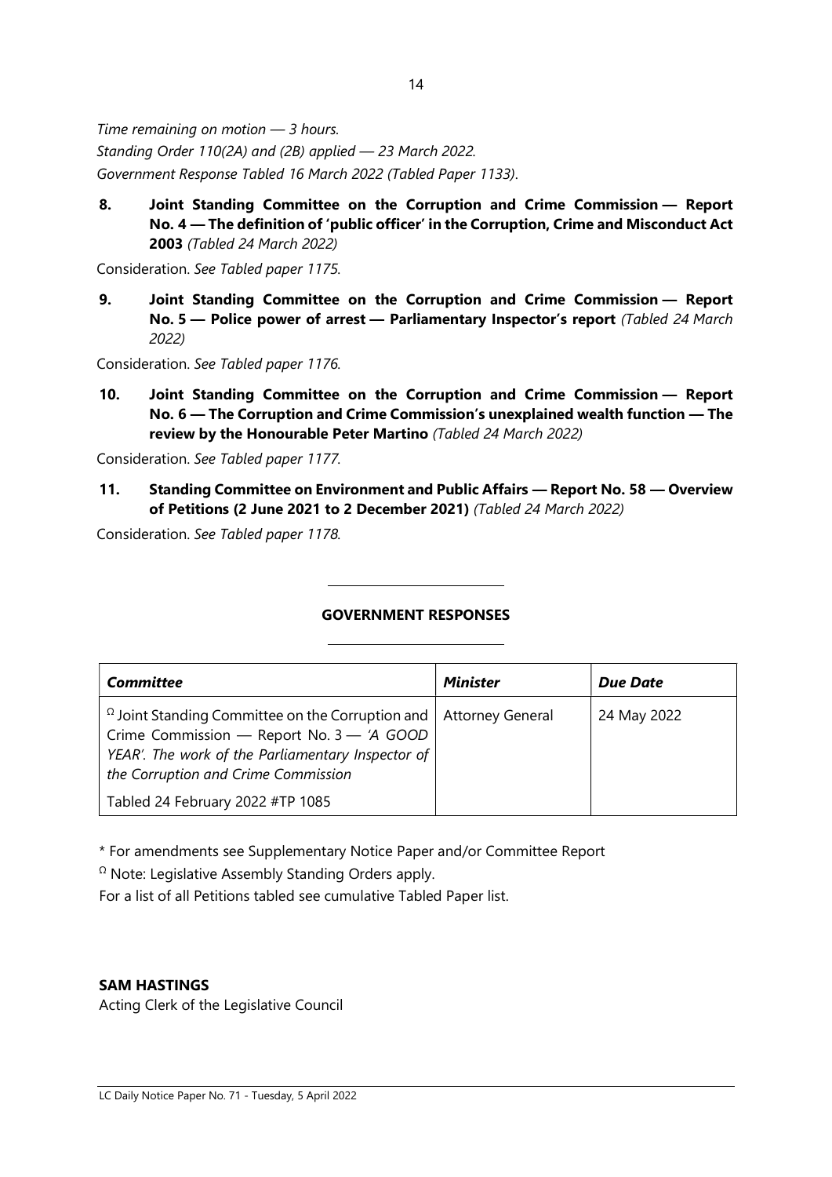*Time remaining on motion — 3 hours.*
*Standing Order 110(2A) and (2B) applied — 23 March 2022.*
*Government Response Tabled 16 March 2022 (Tabled Paper 1133)*.

**8. Joint Standing Committee on the Corruption and Crime Commission — Report No. 4 — The definition of 'public officer' in the Corruption, Crime and Misconduct Act 2003** *(Tabled 24 March 2022)*

Consideration. *See Tabled paper 1175.*

**9. Joint Standing Committee on the Corruption and Crime Commission — Report No. 5 — Police power of arrest — Parliamentary Inspector's report** *(Tabled 24 March 2022)*

Consideration. *See Tabled paper 1176.*

**10. Joint Standing Committee on the Corruption and Crime Commission — Report No. 6 — The Corruption and Crime Commission's unexplained wealth function — The review by the Honourable Peter Martino** *(Tabled 24 March 2022)*

Consideration. *See Tabled paper 1177.*

**11. Standing Committee on Environment and Public Affairs — Report No. 58 — Overview of Petitions (2 June 2021 to 2 December 2021)** *(Tabled 24 March 2022)*

Consideration. *See Tabled paper 1178.*

## GOVERNMENT RESPONSES

| ***Committee*** | ***Minister*** | ***Due Date*** |
|---|---|---|
| $^{\Omega}$ Joint Standing Committee on the Corruption and Crime Commission — Report No. 3 — *'A GOOD YEAR'. The work of the Parliamentary Inspector of the Corruption and Crime Commission*<br>Tabled 24 February 2022 #TP 1085 | Attorney General | 24 May 2022 |

\* For amendments see Supplementary Notice Paper and/or Committee Report

$^{\Omega}$ Note: Legislative Assembly Standing Orders apply.

For a list of all Petitions tabled see cumulative Tabled Paper list.

**SAM HASTINGS**
Acting Clerk of the Legislative Council